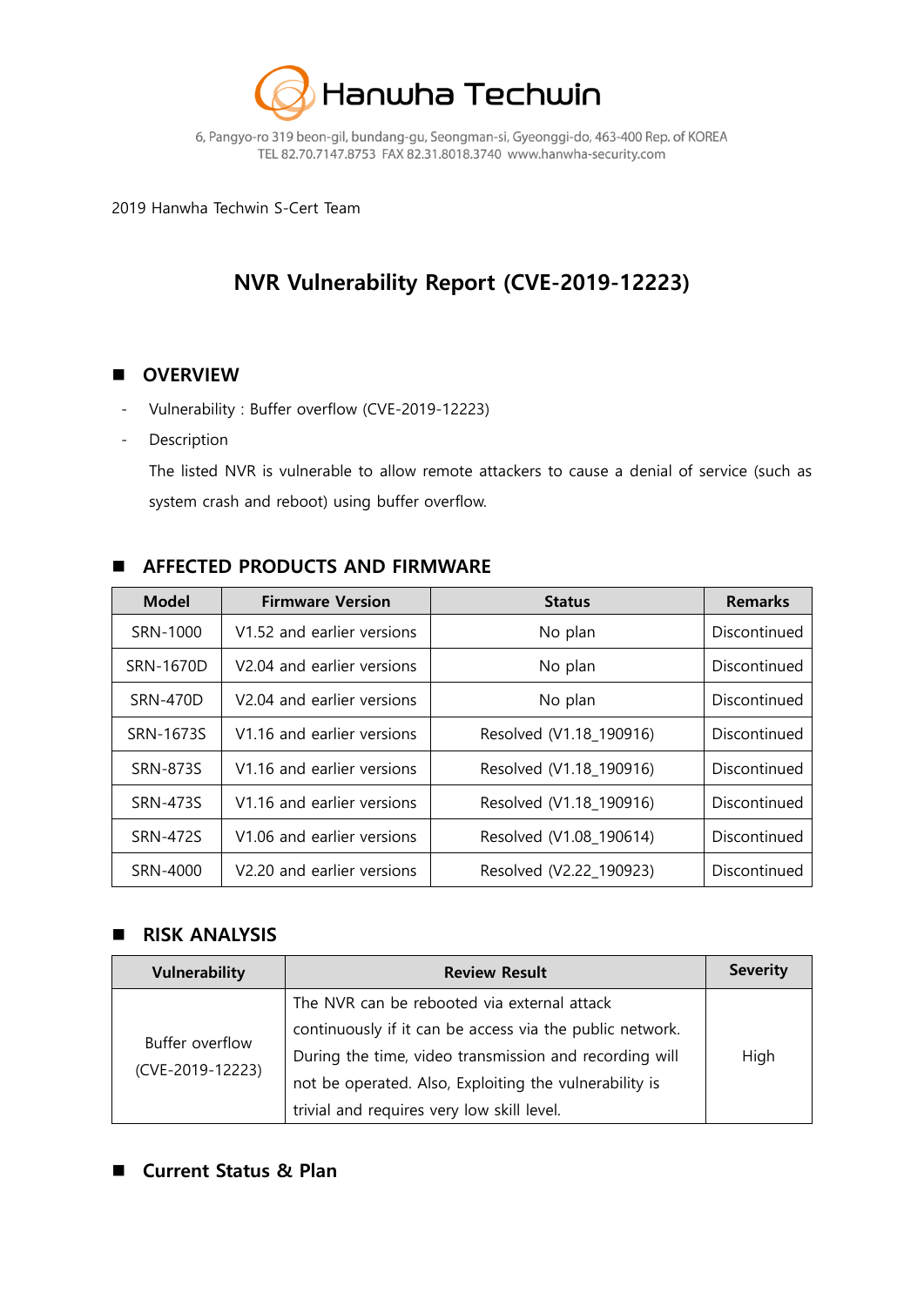Hanwha Techwin

6, Pangyo-ro 319 beon-gil, bundang-gu, Seongman-si, Gyeonggi-do, 463-400 Rep. of KOREA
TEL 82.70.7147.8753 FAX 82.31.8018.3740 www.hanwha-security.com

2019 Hanwha Techwin S-Cert Team

# NVR Vulnerability Report (CVE-2019-12223)

## OVERVIEW

- Vulnerability : Buffer overflow (CVE-2019-12223)
- Description

  The listed NVR is vulnerable to allow remote attackers to cause a denial of service (such as system crash and reboot) using buffer overflow.

## AFFECTED PRODUCTS AND FIRMWARE

| Model | Firmware Version | Status | Remarks |
|---|---|---|---|
| SRN-1000 | V1.52 and earlier versions | No plan | Discontinued |
| SRN-1670D | V2.04 and earlier versions | No plan | Discontinued |
| SRN-470D | V2.04 and earlier versions | No plan | Discontinued |
| SRN-1673S | V1.16 and earlier versions | Resolved (V1.18_190916) | Discontinued |
| SRN-873S | V1.16 and earlier versions | Resolved (V1.18_190916) | Discontinued |
| SRN-473S | V1.16 and earlier versions | Resolved (V1.18_190916) | Discontinued |
| SRN-472S | V1.06 and earlier versions | Resolved (V1.08_190614) | Discontinued |
| SRN-4000 | V2.20 and earlier versions | Resolved (V2.22_190923) | Discontinued |

## RISK ANALYSIS

| Vulnerability | Review Result | Severity |
|---|---|---|
| Buffer overflow (CVE-2019-12223) | The NVR can be rebooted via external attack continuously if it can be access via the public network. During the time, video transmission and recording will not be operated. Also, Exploiting the vulnerability is trivial and requires very low skill level. | High |

## Current Status & Plan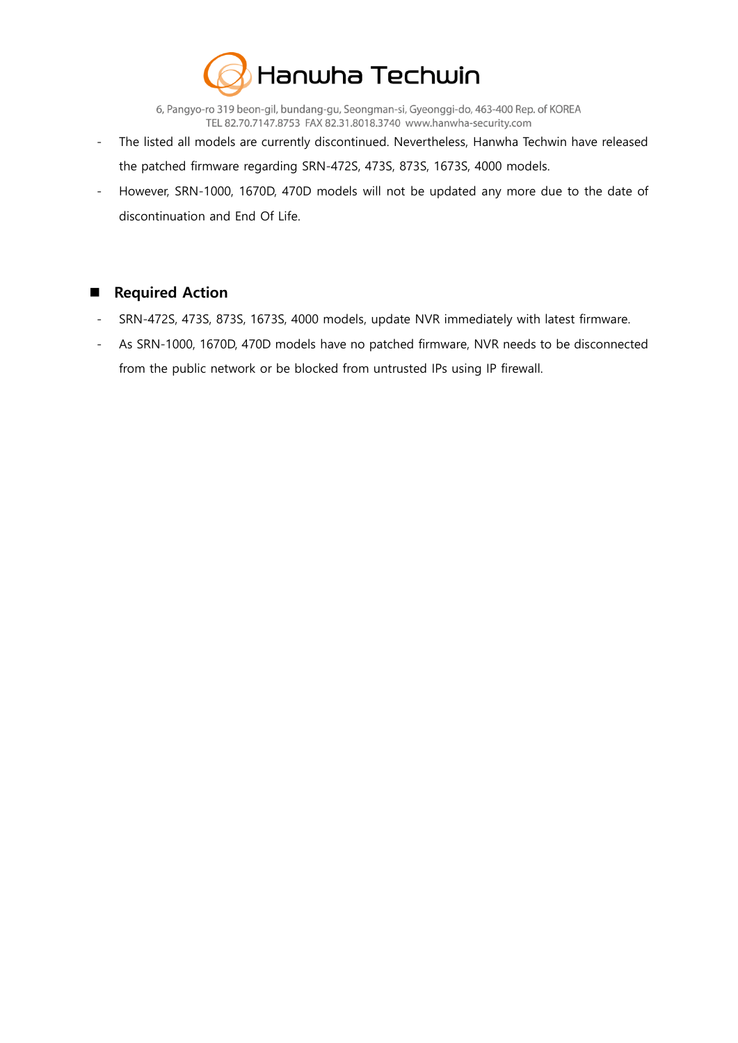- The listed all models are currently discontinued. Nevertheless, Hanwha Techwin have released the patched firmware regarding SRN-472S, 473S, 873S, 1673S, 4000 models.
- However, SRN-1000, 1670D, 470D models will not be updated any more due to the date of discontinuation and End Of Life.

## Required Action

- SRN-472S, 473S, 873S, 1673S, 4000 models, update NVR immediately with latest firmware.
- As SRN-1000, 1670D, 470D models have no patched firmware, NVR needs to be disconnected from the public network or be blocked from untrusted IPs using IP firewall.